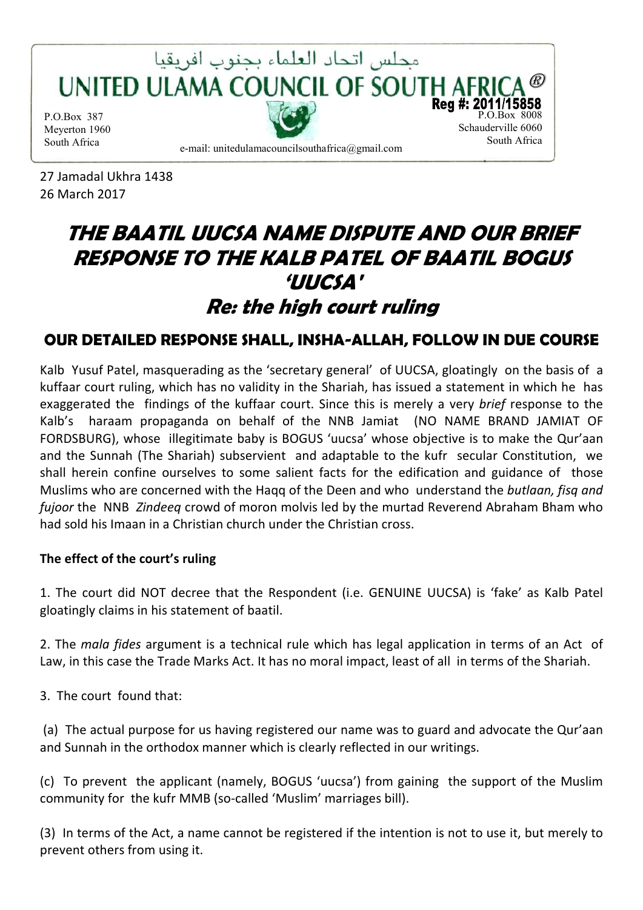مجلس اتحاد العلماء بجنوب افريقيا

**UNITED ULAMA COUNCIL OF SOUTH AFRICA ®**

**Reg #: 2011/15858**

P.O.Box 387
Meyerton 1960
South Africa

P.O.Box 8008
Schauderville 6060
South Africa

e-mail: unitedulamacouncilsouthafrica@gmail.com

27 Jamadal Ukhra 1438
26 March 2017

# *THE BAATIL UUCSA NAME DISPUTE AND OUR BRIEF RESPONSE TO THE KALB PATEL OF BAATIL BOGUS 'UUCSA'*

## *Re: the high court ruling*

### OUR DETAILED RESPONSE SHALL, INSHA-ALLAH, FOLLOW IN DUE COURSE

Kalb Yusuf Patel, masquerading as the 'secretary general' of UUCSA, gloatingly on the basis of a kuffaar court ruling, which has no validity in the Shariah, has issued a statement in which he has exaggerated the findings of the kuffaar court. Since this is merely a very *brief* response to the Kalb's haraam propaganda on behalf of the NNB Jamiat (NO NAME BRAND JAMIAT OF FORDSBURG), whose illegitimate baby is BOGUS 'uucsa' whose objective is to make the Qur'aan and the Sunnah (The Shariah) subservient and adaptable to the kufr secular Constitution, we shall herein confine ourselves to some salient facts for the edification and guidance of those Muslims who are concerned with the Haqq of the Deen and who understand the *butlaan, fisq and fujoor* the NNB *Zindeeq* crowd of moron molvis led by the murtad Reverend Abraham Bham who had sold his Imaan in a Christian church under the Christian cross.

**The effect of the court's ruling**

1. The court did NOT decree that the Respondent (i.e. GENUINE UUCSA) is 'fake' as Kalb Patel gloatingly claims in his statement of baatil.

2. The *mala fides* argument is a technical rule which has legal application in terms of an Act of Law, in this case the Trade Marks Act. It has no moral impact, least of all in terms of the Shariah.

3. The court found that:

(a) The actual purpose for us having registered our name was to guard and advocate the Qur'aan and Sunnah in the orthodox manner which is clearly reflected in our writings.

(c) To prevent the applicant (namely, BOGUS 'uucsa') from gaining the support of the Muslim community for the kufr MMB (so-called 'Muslim' marriages bill).

(3) In terms of the Act, a name cannot be registered if the intention is not to use it, but merely to prevent others from using it.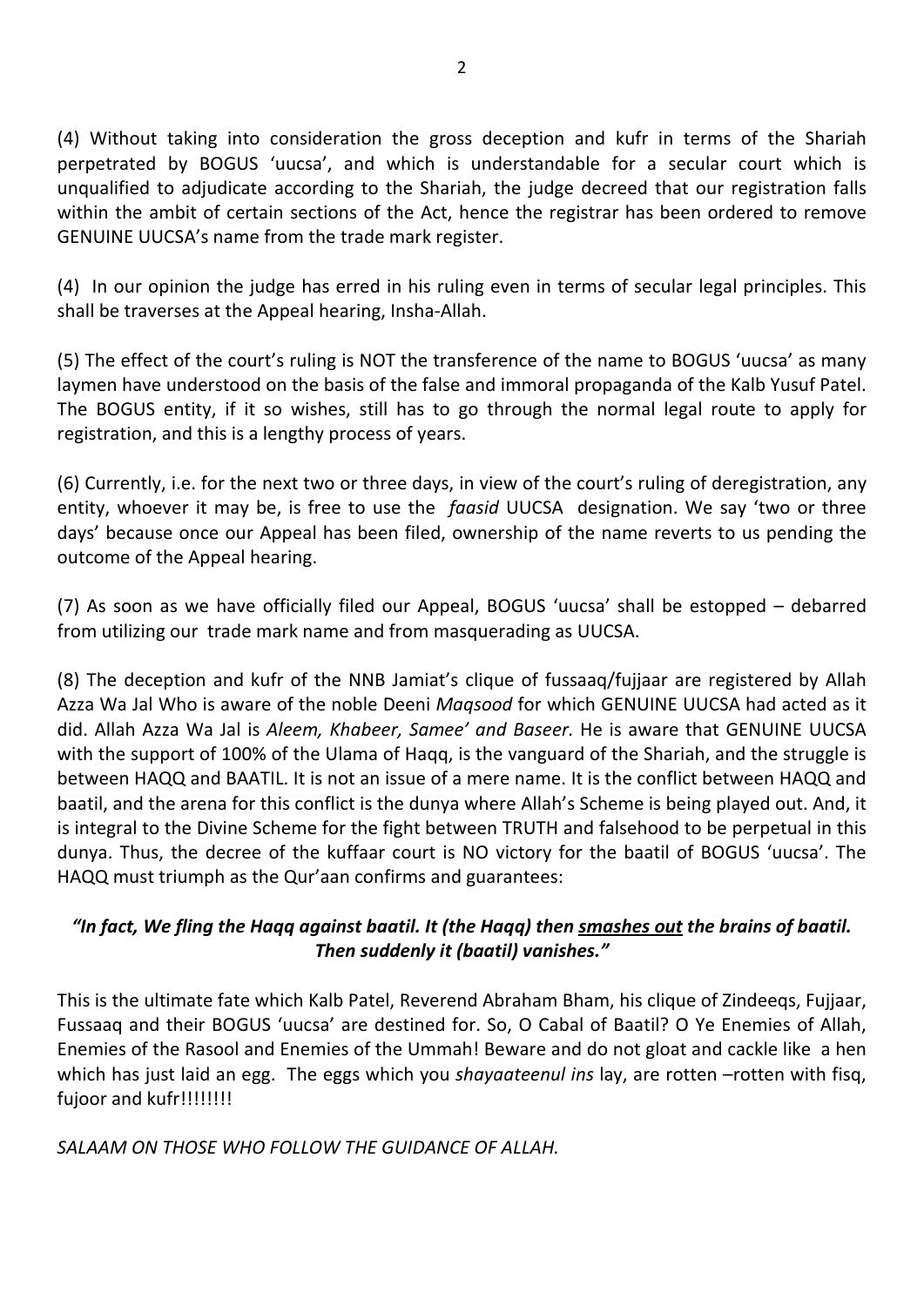(4) Without taking into consideration the gross deception and kufr in terms of the Shariah perpetrated by BOGUS 'uucsa', and which is understandable for a secular court which is unqualified to adjudicate according to the Shariah, the judge decreed that our registration falls within the ambit of certain sections of the Act, hence the registrar has been ordered to remove GENUINE UUCSA's name from the trade mark register.

(4) In our opinion the judge has erred in his ruling even in terms of secular legal principles. This shall be traverses at the Appeal hearing, Insha-Allah.

(5) The effect of the court's ruling is NOT the transference of the name to BOGUS 'uucsa' as many laymen have understood on the basis of the false and immoral propaganda of the Kalb Yusuf Patel. The BOGUS entity, if it so wishes, still has to go through the normal legal route to apply for registration, and this is a lengthy process of years.

(6) Currently, i.e. for the next two or three days, in view of the court's ruling of deregistration, any entity, whoever it may be, is free to use the *faasid* UUCSA designation. We say 'two or three days' because once our Appeal has been filed, ownership of the name reverts to us pending the outcome of the Appeal hearing.

(7) As soon as we have officially filed our Appeal, BOGUS 'uucsa' shall be estopped – debarred from utilizing our trade mark name and from masquerading as UUCSA.

(8) The deception and kufr of the NNB Jamiat's clique of fussaaq/fujjaar are registered by Allah Azza Wa Jal Who is aware of the noble Deeni *Maqsood* for which GENUINE UUCSA had acted as it did. Allah Azza Wa Jal is *Aleem, Khabeer, Samee' and Baseer.* He is aware that GENUINE UUCSA with the support of 100% of the Ulama of Haqq, is the vanguard of the Shariah, and the struggle is between HAQQ and BAATIL. It is not an issue of a mere name. It is the conflict between HAQQ and baatil, and the arena for this conflict is the dunya where Allah's Scheme is being played out. And, it is integral to the Divine Scheme for the fight between TRUTH and falsehood to be perpetual in this dunya. Thus, the decree of the kuffaar court is NO victory for the baatil of BOGUS 'uucsa'. The HAQQ must triumph as the Qur'aan confirms and guarantees:

***"In fact, We fling the Haqq against baatil. It (the Haqq) then <u>smashes out</u> the brains of baatil. Then suddenly it (baatil) vanishes."***

This is the ultimate fate which Kalb Patel, Reverend Abraham Bham, his clique of Zindeeqs, Fujjaar, Fussaaq and their BOGUS 'uucsa' are destined for. So, O Cabal of Baatil? O Ye Enemies of Allah, Enemies of the Rasool and Enemies of the Ummah! Beware and do not gloat and cackle like a hen which has just laid an egg. The eggs which you *shayaateenul ins* lay, are rotten –rotten with fisq, fujoor and kufr!!!!!!!!

*SALAAM ON THOSE WHO FOLLOW THE GUIDANCE OF ALLAH.*